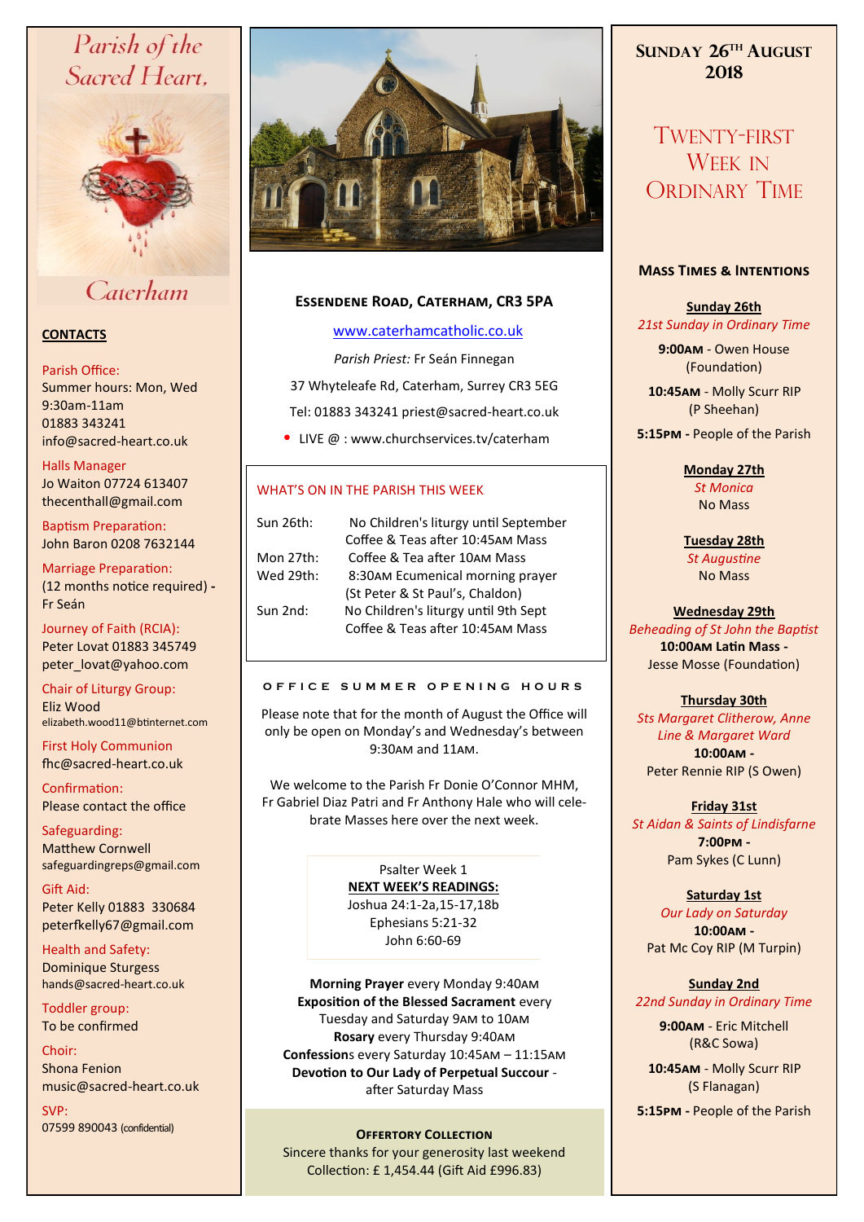# Parish of the Sacred Heart, Caterham

## CONTACTS

Parish Office:
Summer hours: Mon, Wed 9:30am-11am
01883 343241
info@sacred-heart.co.uk

Halls Manager
Jo Waiton 07724 613407
thecenthall@gmail.com

Baptism Preparation:
John Baron 0208 7632144

Marriage Preparation:
(12 months notice required) - Fr Seán

Journey of Faith (RCIA):
Peter Lovat 01883 345749
peter_lovat@yahoo.com

Chair of Liturgy Group:
Eliz Wood
elizabeth.wood11@btinternet.com

First Holy Communion
fhc@sacred-heart.co.uk

Confirmation:
Please contact the office

Safeguarding:
Matthew Cornwell
safeguardingreps@gmail.com

Gift Aid:
Peter Kelly 01883 330684
peterfkelly67@gmail.com

Health and Safety:
Dominique Sturgess
hands@sacred-heart.co.uk

Toddler group:
To be confirmed

Choir:
Shona Fenion
music@sacred-heart.co.uk

SVP:
07599 890043 (confidential)

## Essendene Road, Caterham, CR3 5PA

www.caterhamcatholic.co.uk

*Parish Priest:* Fr Seán Finnegan

37 Whyteleafe Rd, Caterham, Surrey CR3 5EG

Tel: 01883 343241 priest@sacred-heart.co.uk

- LIVE @ : www.churchservices.tv/caterham

### WHAT'S ON IN THE PARISH THIS WEEK

| | |
|---|---|
| Sun 26th: | No Children's liturgy until September<br>Coffee & Teas after 10:45AM Mass |
| Mon 27th: | Coffee & Tea after 10AM Mass |
| Wed 29th: | 8:30AM Ecumenical morning prayer<br>(St Peter & St Paul's, Chaldon) |
| Sun 2nd: | No Children's liturgy until 9th Sept<br>Coffee & Teas after 10:45AM Mass |

### OFFICE SUMMER OPENING HOURS

Please note that for the month of August the Office will only be open on Monday's and Wednesday's between 9:30AM and 11AM.

We welcome to the Parish Fr Donie O'Connor MHM, Fr Gabriel Diaz Patri and Fr Anthony Hale who will celebrate Masses here over the next week.

Psalter Week 1
**NEXT WEEK'S READINGS:**
Joshua 24:1-2a,15-17,18b
Ephesians 5:21-32
John 6:60-69

**Morning Prayer** every Monday 9:40AM
**Exposition of the Blessed Sacrament** every Tuesday and Saturday 9AM to 10AM
**Rosary** every Thursday 9:40AM
**Confessions** every Saturday 10:45AM – 11:15AM
**Devotion to Our Lady of Perpetual Succour** - after Saturday Mass

**OFFERTORY COLLECTION**
Sincere thanks for your generosity last weekend
Collection: £ 1,454.44 (Gift Aid £996.83)

## Sunday 26th August 2018

## Twenty-first Week in Ordinary Time

### Mass Times & Intentions

**Sunday 26th**
*21st Sunday in Ordinary Time*
**9:00AM** - Owen House (Foundation)
**10:45AM** - Molly Scurr RIP (P Sheehan)
**5:15PM** - People of the Parish

**Monday 27th**
*St Monica*
No Mass

**Tuesday 28th**
*St Augustine*
No Mass

**Wednesday 29th**
*Beheading of St John the Baptist*
**10:00AM Latin Mass** - Jesse Mosse (Foundation)

**Thursday 30th**
*Sts Margaret Clitherow, Anne Line & Margaret Ward*
**10:00AM** - Peter Rennie RIP (S Owen)

**Friday 31st**
*St Aidan & Saints of Lindisfarne*
**7:00PM** - Pam Sykes (C Lunn)

**Saturday 1st**
*Our Lady on Saturday*
**10:00AM** - Pat Mc Coy RIP (M Turpin)

**Sunday 2nd**
*22nd Sunday in Ordinary Time*
**9:00AM** - Eric Mitchell (R&C Sowa)
**10:45AM** - Molly Scurr RIP (S Flanagan)
**5:15PM** - People of the Parish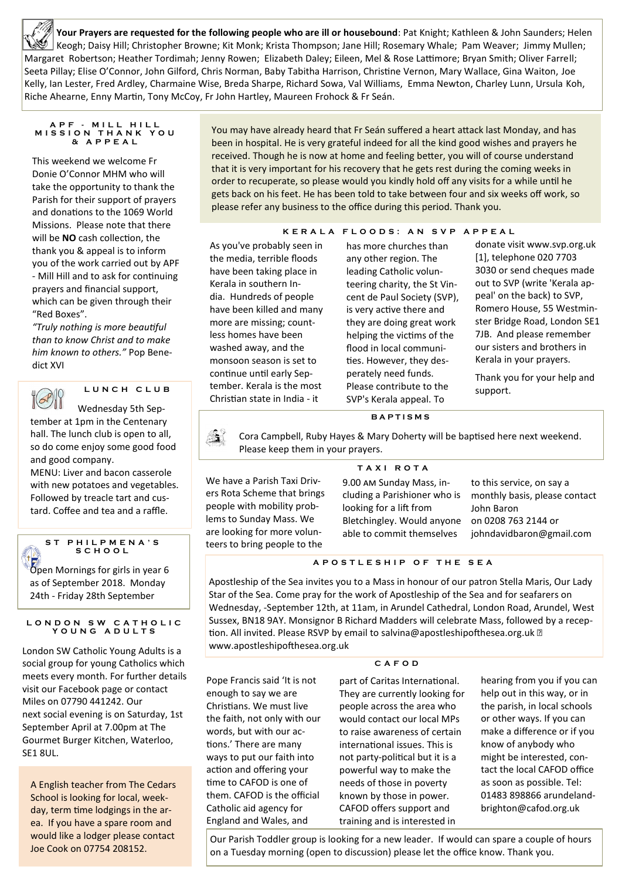**Your Prayers are requested for the following people who are ill or housebound**: Pat Knight; Kathleen & John Saunders; Helen Keogh; Daisy Hill; Christopher Browne; Kit Monk; Krista Thompson; Jane Hill; Rosemary Whale; Pam Weaver; Jimmy Mullen; Margaret Robertson; Heather Tordimah; Jenny Rowen; Elizabeth Daley; Eileen, Mel & Rose Lattimore; Bryan Smith; Oliver Farrell; Seeta Pillay; Elise O'Connor, John Gilford, Chris Norman, Baby Tabitha Harrison, Christine Vernon, Mary Wallace, Gina Waiton, Joe Kelly, Ian Lester, Fred Ardley, Charmaine Wise, Breda Sharpe, Richard Sowa, Val Williams, Emma Newton, Charley Lunn, Ursula Koh, Riche Ahearne, Enny Martin, Tony McCoy, Fr John Hartley, Maureen Frohock & Fr Seán.

### APF - MILL HILL MISSION THANK YOU & APPEAL

This weekend we welcome Fr Donie O'Connor MHM who will take the opportunity to thank the Parish for their support of prayers and donations to the 1069 World Missions. Please note that there will be **NO** cash collection, the thank you & appeal is to inform you of the work carried out by APF - Mill Hill and to ask for continuing prayers and financial support, which can be given through their "Red Boxes".

*"Truly nothing is more beautiful than to know Christ and to make him known to others."* Pope Benedict XVI

### LUNCH CLUB

Wednesday 5th September at 1pm in the Centenary hall. The lunch club is open to all, so do come enjoy some good food and good company.

MENU: Liver and bacon casserole with new potatoes and vegetables. Followed by treacle tart and custard. Coffee and tea and a raffle.

### ST PHILPMENA'S SCHOOL

Open Mornings for girls in year 6 as of September 2018. Monday 24th - Friday 28th September

### LONDON SW CATHOLIC YOUNG ADULTS

London SW Catholic Young Adults is a social group for young Catholics which meets every month. For further details visit our Facebook page or contact Miles on 07790 441242. Our next social evening is on Saturday, 1st September April at 7.00pm at The Gourmet Burger Kitchen, Waterloo, SE1 8UL.

A English teacher from The Cedars School is looking for local, weekday, term time lodgings in the area. If you have a spare room and would like a lodger please contact Joe Cook on 07754 208152.

You may have already heard that Fr Seán suffered a heart attack last Monday, and has been in hospital. He is very grateful indeed for all the kind good wishes and prayers he received. Though he is now at home and feeling better, you will of course understand that it is very important for his recovery that he gets rest during the coming weeks in order to recuperate, so please would you kindly hold off any visits for a while until he gets back on his feet. He has been told to take between four and six weeks off work, so please refer any business to the office during this period. Thank you.

### KERALA FLOODS: AN SVP APPEAL

As you've probably seen in the media, terrible floods have been taking place in Kerala in southern India. Hundreds of people have been killed and many more are missing; countless homes have been washed away, and the monsoon season is set to continue until early September. Kerala is the most Christian state in India - it has more churches than any other region. The leading Catholic volunteering charity, the St Vincent de Paul Society (SVP), is very active there and they are doing great work helping the victims of the flood in local communities. However, they desperately need funds. Please contribute to the SVP's Kerala appeal. To donate visit www.svp.org.uk [1], telephone 020 7703 3030 or send cheques made out to SVP (write 'Kerala appeal' on the back) to SVP, Romero House, 55 Westminster Bridge Road, London SE1 7JB. And please remember our sisters and brothers in Kerala in your prayers.

Thank you for your help and support.

### BAPTISMS

Cora Campbell, Ruby Hayes & Mary Doherty will be baptised here next weekend. Please keep them in your prayers.

### TAXI ROTA

We have a Parish Taxi Drivers Rota Scheme that brings people with mobility problems to Sunday Mass. We are looking for more volunteers to bring people to the 9.00 AM Sunday Mass, including a Parishioner who is looking for a lift from Bletchingley. Would anyone able to commit themselves to this service, on say a monthly basis, please contact John Baron on 0208 763 2144 or johndavidbaron@gmail.com

### APOSTLESHIP OF THE SEA

Apostleship of the Sea invites you to a Mass in honour of our patron Stella Maris, Our Lady Star of the Sea. Come pray for the work of Apostleship of the Sea and for seafarers on Wednesday, -September 12th, at 11am, in Arundel Cathedral, London Road, Arundel, West Sussex, BN18 9AY. Monsignor B Richard Madders will celebrate Mass, followed by a reception. All invited. Please RSVP by email to salvina@apostleshipofthesea.org.uk www.apostleshipofthesea.org.uk

### CAFOD

Pope Francis said 'It is not enough to say we are Christians. We must live the faith, not only with our words, but with our actions.' There are many ways to put our faith into action and offering your time to CAFOD is one of them. CAFOD is the official Catholic aid agency for England and Wales, and part of Caritas International. They are currently looking for people across the area who would contact our local MPs to raise awareness of certain international issues. This is not party-political but it is a powerful way to make the needs of those in poverty known by those in power. CAFOD offers support and training and is interested in hearing from you if you can help out in this way, or in the parish, in local schools or other ways. If you can make a difference or if you know of anybody who might be interested, contact the local CAFOD office as soon as possible. Tel: 01483 898866 arundelandbrighton@cafod.org.uk

Our Parish Toddler group is looking for a new leader. If would can spare a couple of hours on a Tuesday morning (open to discussion) please let the office know. Thank you.